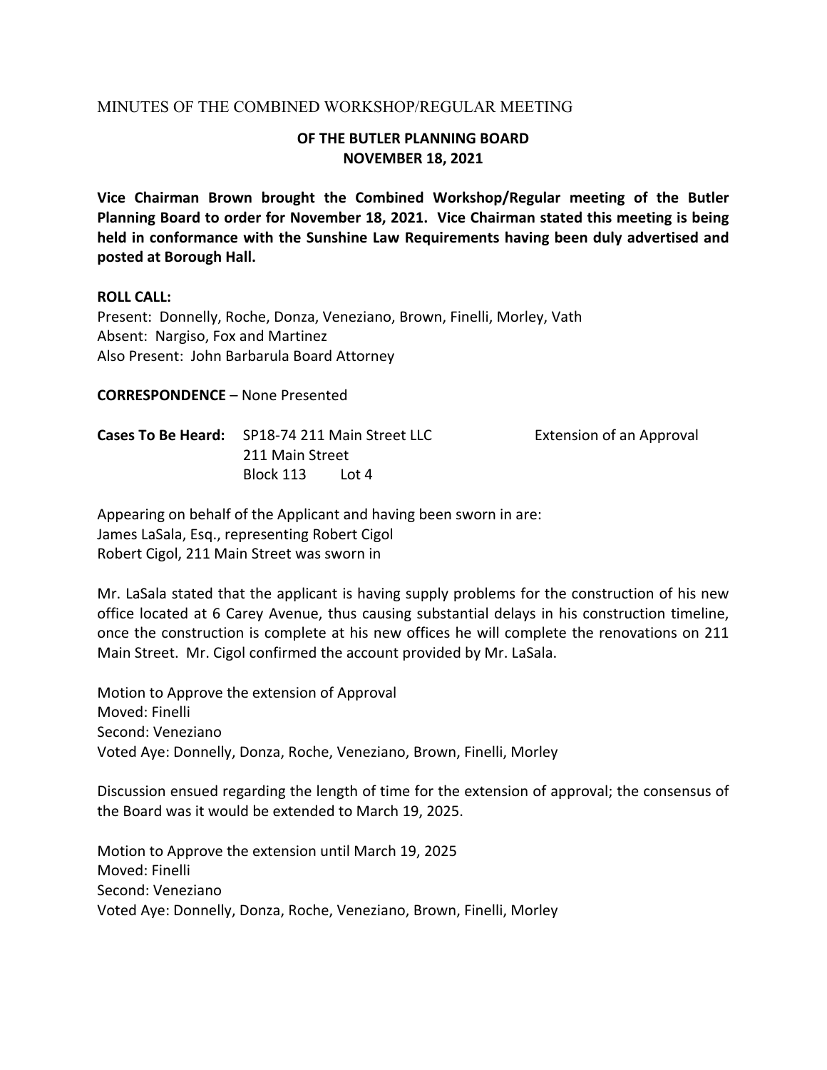MINUTES OF THE COMBINED WORKSHOP/REGULAR MEETING

**OF THE BUTLER PLANNING BOARD**
**NOVEMBER 18, 2021**

**Vice Chairman Brown brought the Combined Workshop/Regular meeting of the Butler Planning Board to order for November 18, 2021. Vice Chairman stated this meeting is being held in conformance with the Sunshine Law Requirements having been duly advertised and posted at Borough Hall.**

**ROLL CALL:**
Present: Donnelly, Roche, Donza, Veneziano, Brown, Finelli, Morley, Vath
Absent: Nargiso, Fox and Martinez
Also Present: John Barbarula Board Attorney

**CORRESPONDENCE** – None Presented

**Cases To Be Heard:** SP18-74 211 Main Street LLC — Extension of an Approval
211 Main Street
Block 113 Lot 4

Appearing on behalf of the Applicant and having been sworn in are:
James LaSala, Esq., representing Robert Cigol
Robert Cigol, 211 Main Street was sworn in

Mr. LaSala stated that the applicant is having supply problems for the construction of his new office located at 6 Carey Avenue, thus causing substantial delays in his construction timeline, once the construction is complete at his new offices he will complete the renovations on 211 Main Street. Mr. Cigol confirmed the account provided by Mr. LaSala.

Motion to Approve the extension of Approval
Moved: Finelli
Second: Veneziano
Voted Aye: Donnelly, Donza, Roche, Veneziano, Brown, Finelli, Morley

Discussion ensued regarding the length of time for the extension of approval; the consensus of the Board was it would be extended to March 19, 2025.

Motion to Approve the extension until March 19, 2025
Moved: Finelli
Second: Veneziano
Voted Aye: Donnelly, Donza, Roche, Veneziano, Brown, Finelli, Morley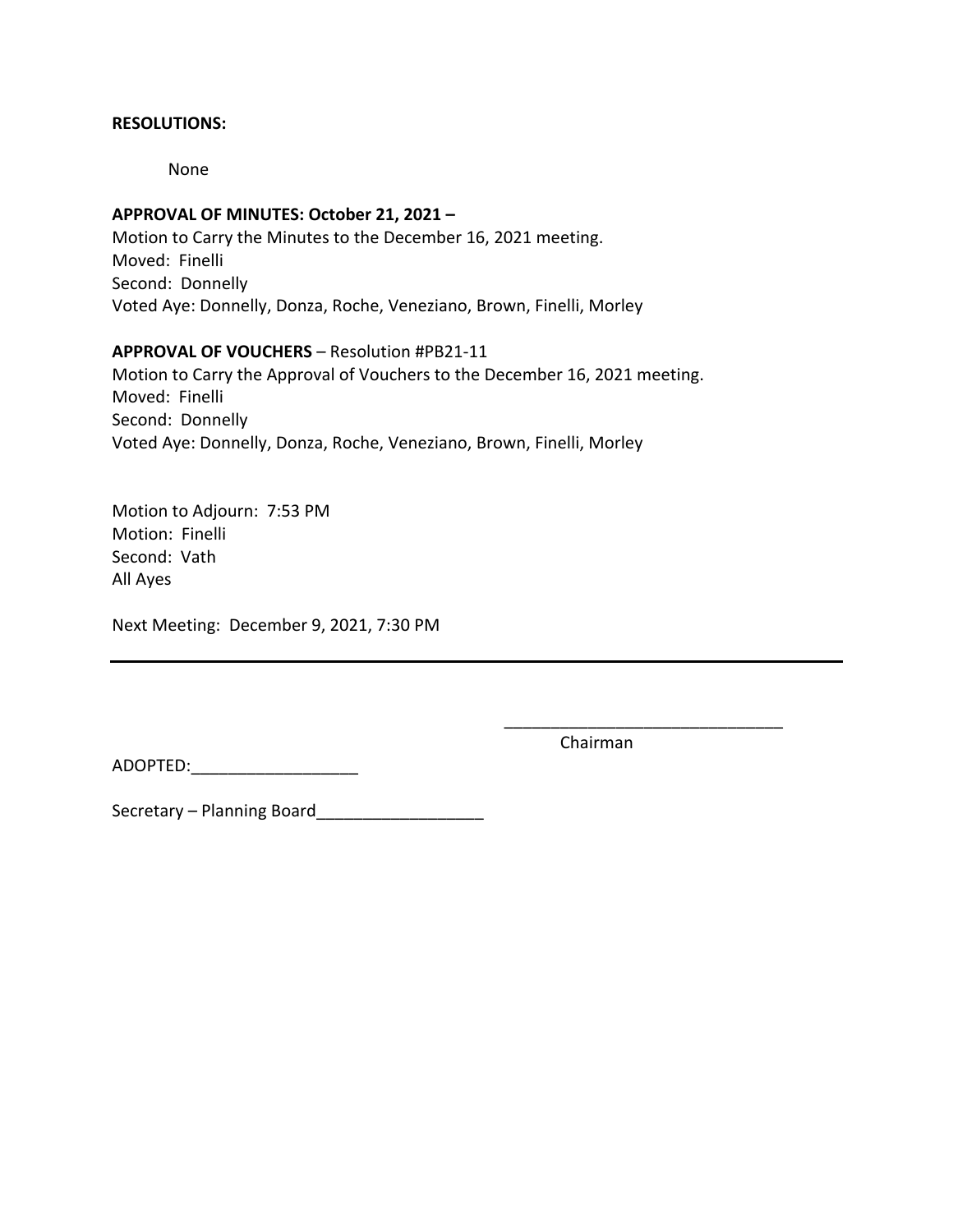**RESOLUTIONS:**

None

**APPROVAL OF MINUTES: October 21, 2021 –**
Motion to Carry the Minutes to the December 16, 2021 meeting.
Moved: Finelli
Second: Donnelly
Voted Aye: Donnelly, Donza, Roche, Veneziano, Brown, Finelli, Morley

**APPROVAL OF VOUCHERS** – Resolution #PB21-11
Motion to Carry the Approval of Vouchers to the December 16, 2021 meeting.
Moved: Finelli
Second: Donnelly
Voted Aye: Donnelly, Donza, Roche, Veneziano, Brown, Finelli, Morley

Motion to Adjourn: 7:53 PM
Motion: Finelli
Second: Vath
All Ayes

Next Meeting: December 9, 2021, 7:30 PM

---

______________________________
Chairman

ADOPTED:__________________

Secretary – Planning Board__________________